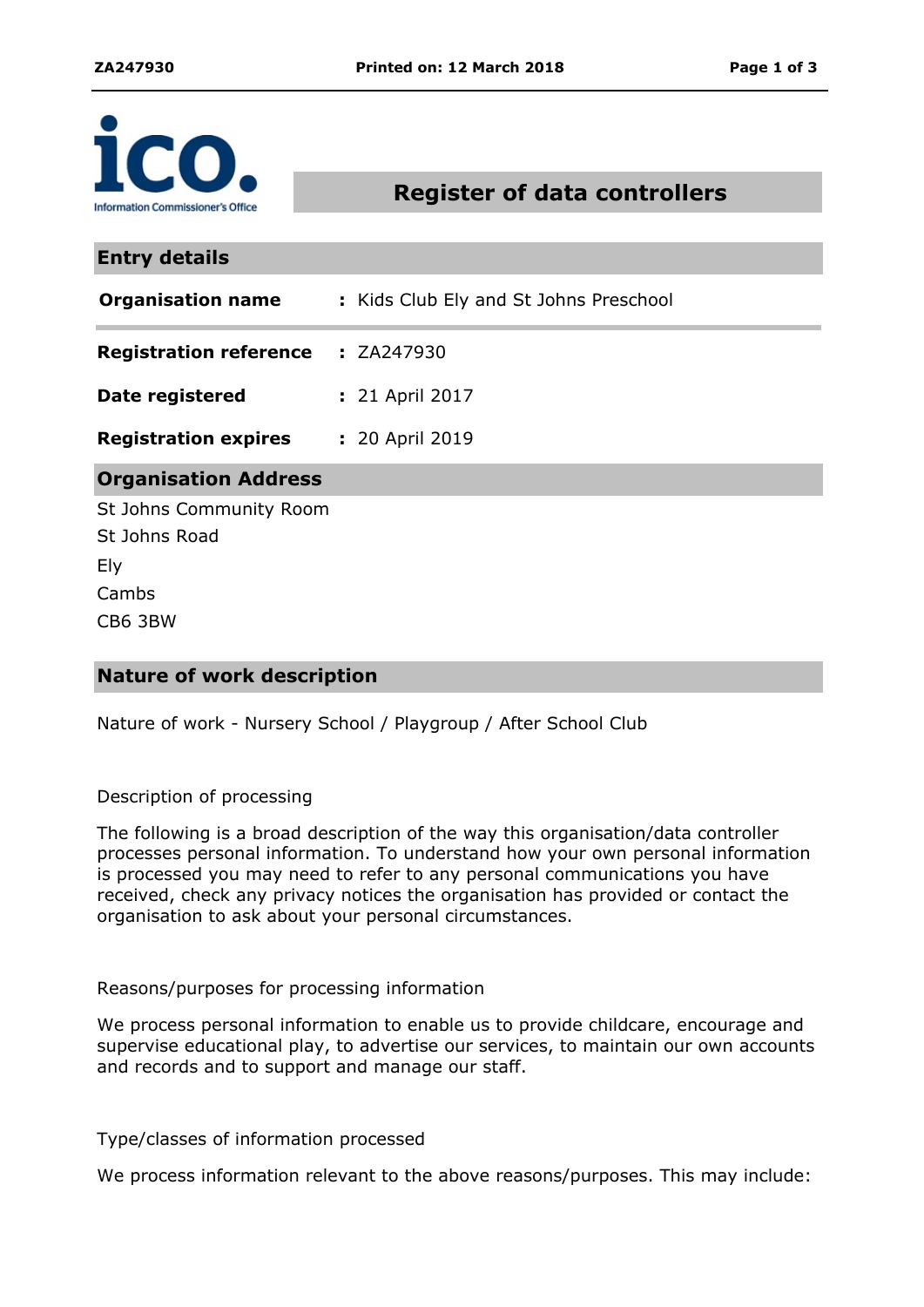# Register of data controllers

## Entry details

| | |
|---|---|
| **Organisation name** | Kids Club Ely and St Johns Preschool |
| **Registration reference** | ZA247930 |
| **Date registered** | 21 April 2017 |
| **Registration expires** | 20 April 2019 |

## Organisation Address

St Johns Community Room
St Johns Road
Ely
Cambs
CB6 3BW

## Nature of work description

Nature of work - Nursery School / Playgroup / After School Club

Description of processing

The following is a broad description of the way this organisation/data controller processes personal information. To understand how your own personal information is processed you may need to refer to any personal communications you have received, check any privacy notices the organisation has provided or contact the organisation to ask about your personal circumstances.

Reasons/purposes for processing information

We process personal information to enable us to provide childcare, encourage and supervise educational play, to advertise our services, to maintain our own accounts and records and to support and manage our staff.

Type/classes of information processed

We process information relevant to the above reasons/purposes. This may include: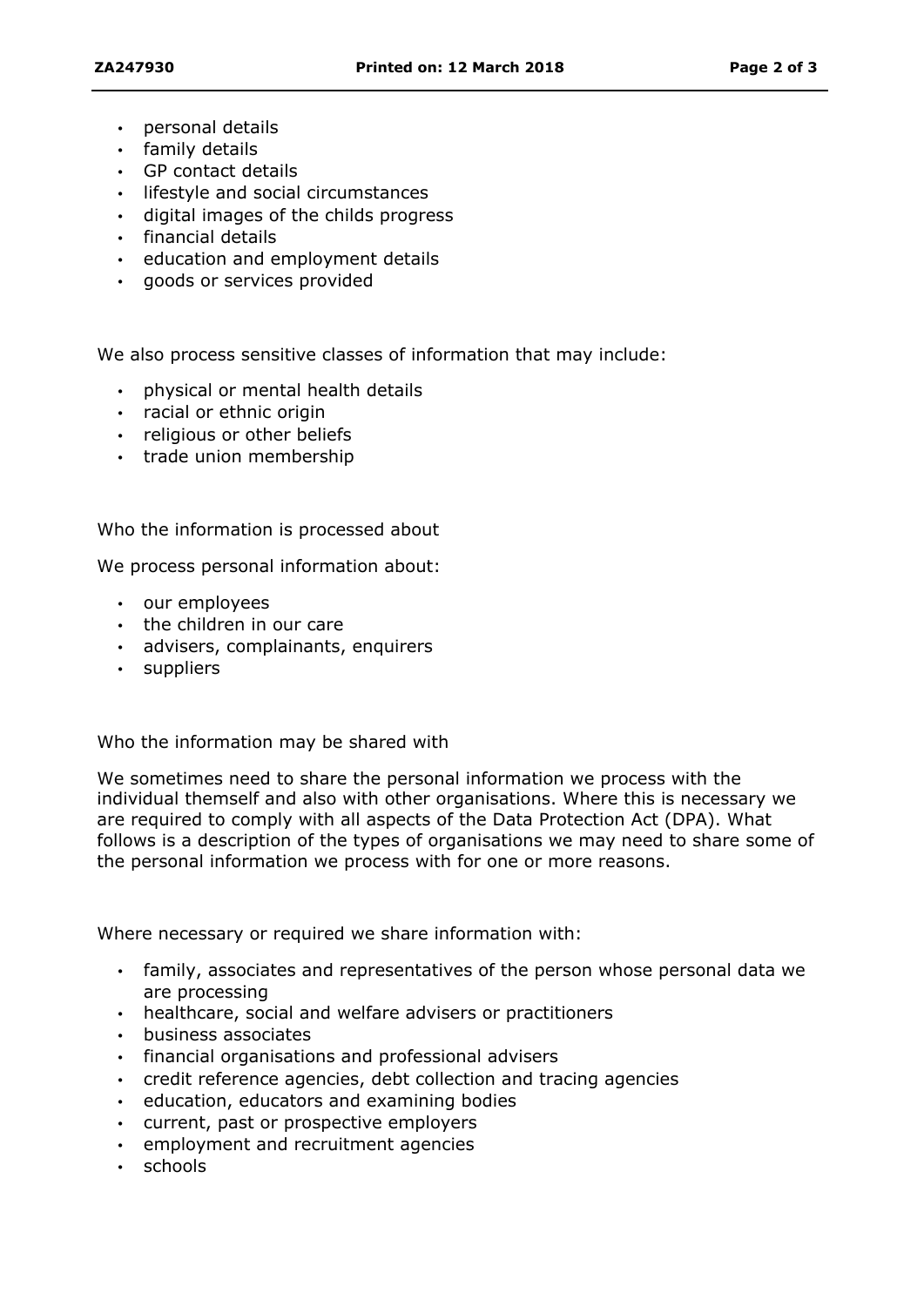- personal details
- family details
- GP contact details
- lifestyle and social circumstances
- digital images of the childs progress
- financial details
- education and employment details
- goods or services provided

We also process sensitive classes of information that may include:

- physical or mental health details
- racial or ethnic origin
- religious or other beliefs
- trade union membership

Who the information is processed about

We process personal information about:

- our employees
- the children in our care
- advisers, complainants, enquirers
- suppliers

Who the information may be shared with

We sometimes need to share the personal information we process with the individual themself and also with other organisations. Where this is necessary we are required to comply with all aspects of the Data Protection Act (DPA). What follows is a description of the types of organisations we may need to share some of the personal information we process with for one or more reasons.

Where necessary or required we share information with:

- family, associates and representatives of the person whose personal data we are processing
- healthcare, social and welfare advisers or practitioners
- business associates
- financial organisations and professional advisers
- credit reference agencies, debt collection and tracing agencies
- education, educators and examining bodies
- current, past or prospective employers
- employment and recruitment agencies
- schools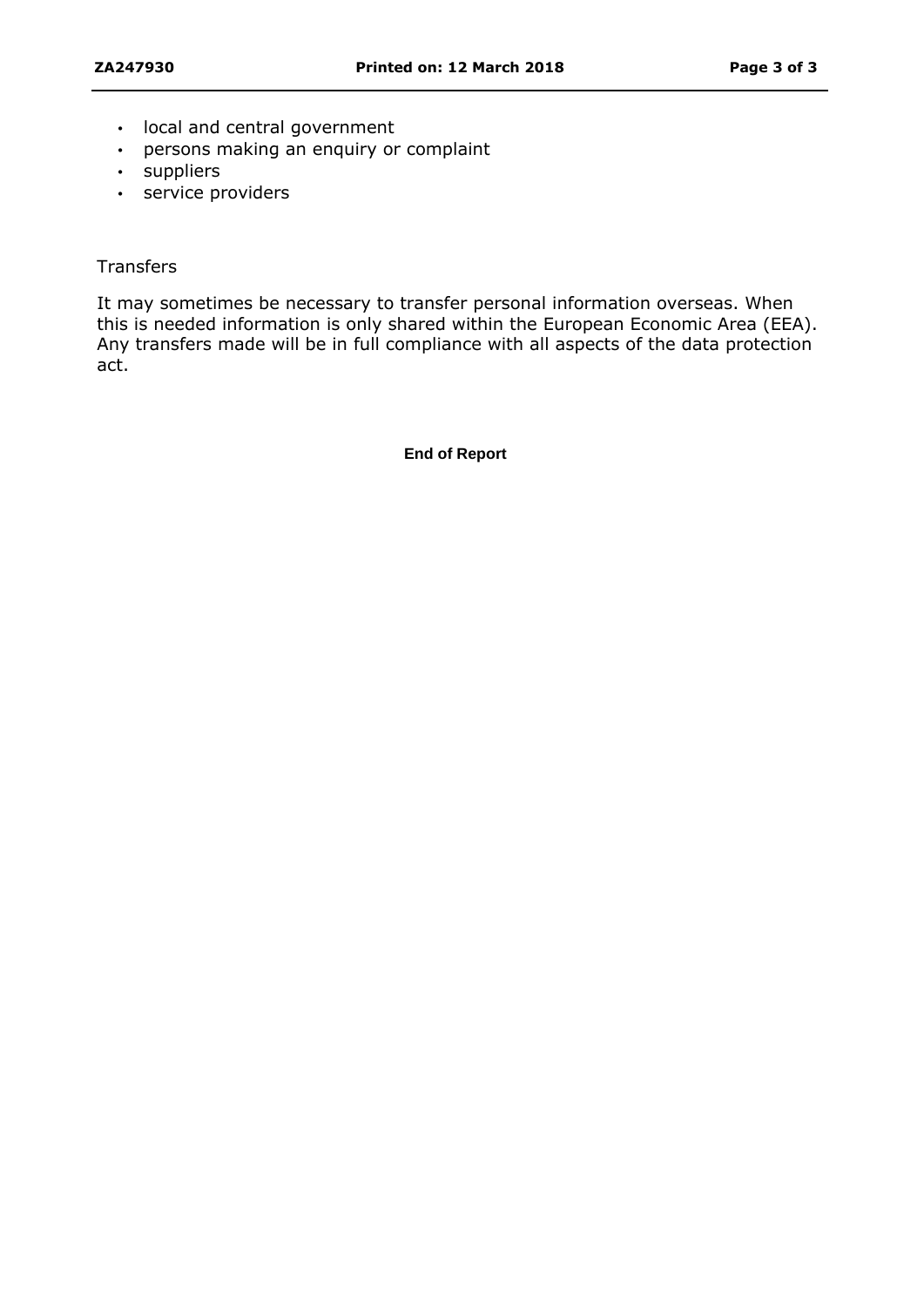- local and central government
- persons making an enquiry or complaint
- suppliers
- service providers

Transfers

It may sometimes be necessary to transfer personal information overseas. When this is needed information is only shared within the European Economic Area (EEA). Any transfers made will be in full compliance with all aspects of the data protection act.

**End of Report**